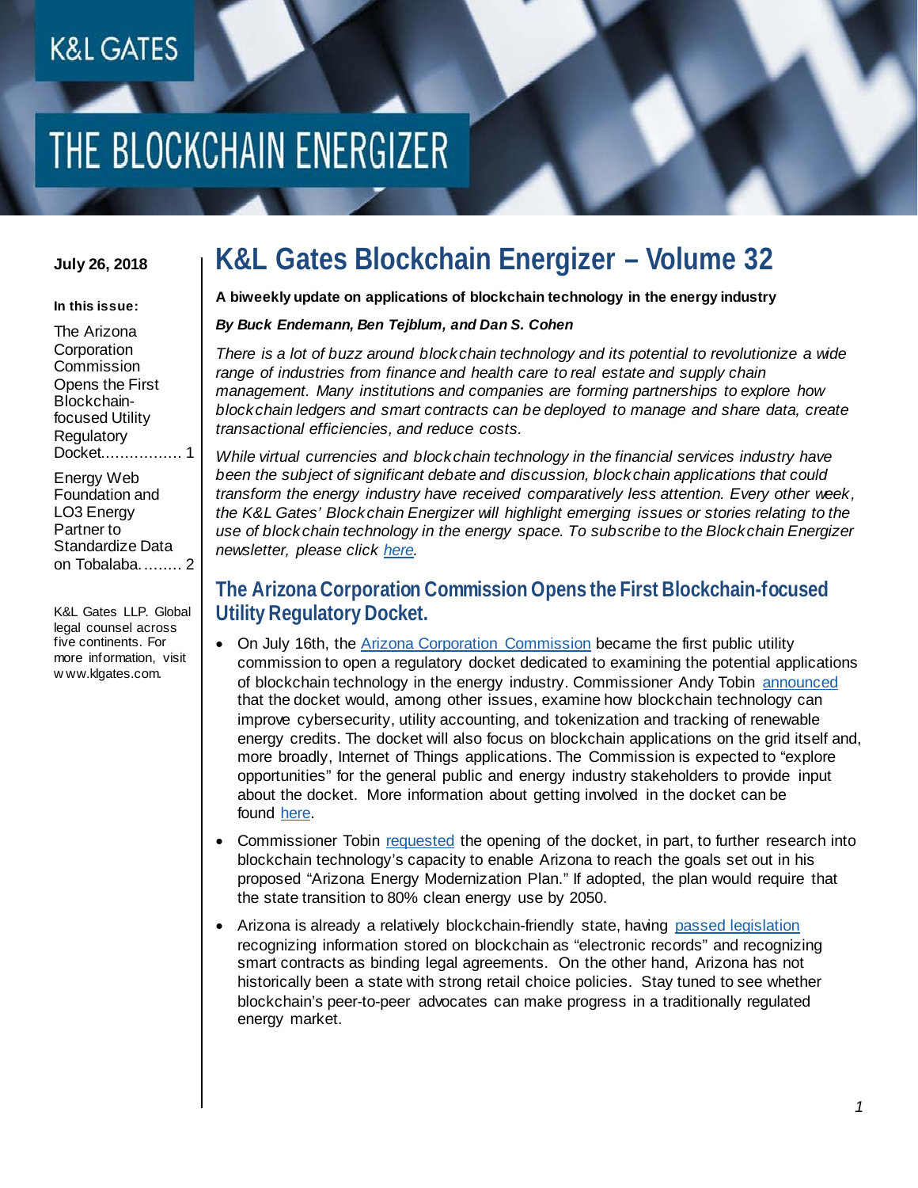K&L GATES

# THE BLOCKCHAIN ENERGIZER

**July 26, 2018**

**In this issue:**

The Arizona Corporation Commission Opens the First Blockchain-focused Utility Regulatory Docket................. 1

Energy Web Foundation and LO3 Energy Partner to Standardize Data on Tobalaba......... 2

K&L Gates LLP. Global legal counsel across five continents. For more information, visit www.klgates.com.

# K&L Gates Blockchain Energizer – Volume 32

**A biweekly update on applications of blockchain technology in the energy industry**

***By Buck Endemann, Ben Tejblum, and Dan S. Cohen***

*There is a lot of buzz around blockchain technology and its potential to revolutionize a wide range of industries from finance and health care to real estate and supply chain management. Many institutions and companies are forming partnerships to explore how blockchain ledgers and smart contracts can be deployed to manage and share data, create transactional efficiencies, and reduce costs.*

*While virtual currencies and blockchain technology in the financial services industry have been the subject of significant debate and discussion, blockchain applications that could transform the energy industry have received comparatively less attention. Every other week, the K&L Gates' Blockchain Energizer will highlight emerging issues or stories relating to the use of blockchain technology in the energy space. To subscribe to the Blockchain Energizer newsletter, please click here.*

## The Arizona Corporation Commission Opens the First Blockchain-focused Utility Regulatory Docket.

- On July 16th, the Arizona Corporation Commission became the first public utility commission to open a regulatory docket dedicated to examining the potential applications of blockchain technology in the energy industry. Commissioner Andy Tobin announced that the docket would, among other issues, examine how blockchain technology can improve cybersecurity, utility accounting, and tokenization and tracking of renewable energy credits. The docket will also focus on blockchain applications on the grid itself and, more broadly, Internet of Things applications. The Commission is expected to "explore opportunities" for the general public and energy industry stakeholders to provide input about the docket. More information about getting involved in the docket can be found here.
- Commissioner Tobin requested the opening of the docket, in part, to further research into blockchain technology's capacity to enable Arizona to reach the goals set out in his proposed "Arizona Energy Modernization Plan." If adopted, the plan would require that the state transition to 80% clean energy use by 2050.
- Arizona is already a relatively blockchain-friendly state, having passed legislation recognizing information stored on blockchain as "electronic records" and recognizing smart contracts as binding legal agreements. On the other hand, Arizona has not historically been a state with strong retail choice policies. Stay tuned to see whether blockchain's peer-to-peer advocates can make progress in a traditionally regulated energy market.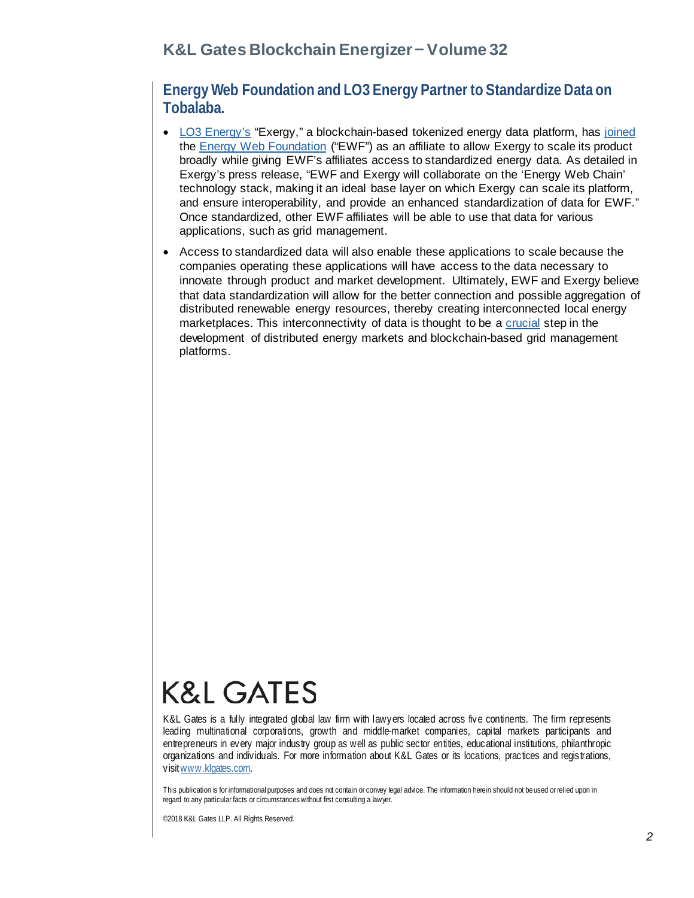## Energy Web Foundation and LO3 Energy Partner to Standardize Data on Tobalaba.

- LO3 Energy's "Exergy," a blockchain-based tokenized energy data platform, has joined the Energy Web Foundation ("EWF") as an affiliate to allow Exergy to scale its product broadly while giving EWF's affiliates access to standardized energy data. As detailed in Exergy's press release, "EWF and Exergy will collaborate on the 'Energy Web Chain' technology stack, making it an ideal base layer on which Exergy can scale its platform, and ensure interoperability, and provide an enhanced standardization of data for EWF." Once standardized, other EWF affiliates will be able to use that data for various applications, such as grid management.
- Access to standardized data will also enable these applications to scale because the companies operating these applications will have access to the data necessary to innovate through product and market development. Ultimately, EWF and Exergy believe that data standardization will allow for the better connection and possible aggregation of distributed renewable energy resources, thereby creating interconnected local energy marketplaces. This interconnectivity of data is thought to be a crucial step in the development of distributed energy markets and blockchain-based grid management platforms.

K&L GATES

K&L Gates is a fully integrated global law firm with lawyers located across five continents. The firm represents leading multinational corporations, growth and middle-market companies, capital markets participants and entrepreneurs in every major industry group as well as public sector entities, educational institutions, philanthropic organizations and individuals. For more information about K&L Gates or its locations, practices and registrations, visit www.klgates.com.

This publication is for informational purposes and does not contain or convey legal advice. The information herein should not be used or relied upon in regard to any particular facts or circumstances without first consulting a lawyer.

©2018 K&L Gates LLP. All Rights Reserved.